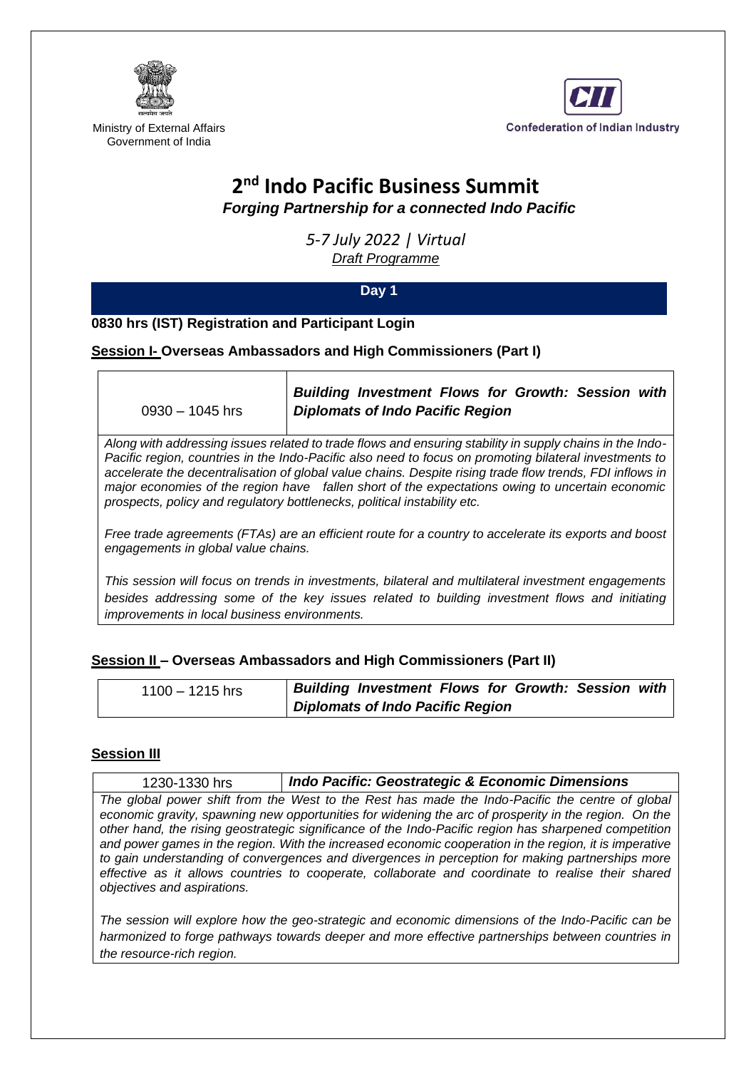Ministry of External Affairs
Government of India

Confederation of Indian Industry

# 2nd Indo Pacific Business Summit

***Forging Partnership for a connected Indo Pacific***

*5-7 July 2022 | Virtual*

*Draft Programme*

## Day 1

**0830 hrs (IST) Registration and Participant Login**

### Session I- Overseas Ambassadors and High Commissioners (Part I)

| 0930 – 1045 hrs | ***Building Investment Flows for Growth: Session with Diplomats of Indo Pacific Region*** |
|---|---|

*Along with addressing issues related to trade flows and ensuring stability in supply chains in the Indo-Pacific region, countries in the Indo-Pacific also need to focus on promoting bilateral investments to accelerate the decentralisation of global value chains. Despite rising trade flow trends, FDI inflows in major economies of the region have fallen short of the expectations owing to uncertain economic prospects, policy and regulatory bottlenecks, political instability etc.*

*Free trade agreements (FTAs) are an efficient route for a country to accelerate its exports and boost engagements in global value chains.*

*This session will focus on trends in investments, bilateral and multilateral investment engagements besides addressing some of the key issues related to building investment flows and initiating improvements in local business environments.*

### Session II – Overseas Ambassadors and High Commissioners (Part II)

| 1100 – 1215 hrs | ***Building Investment Flows for Growth: Session with Diplomats of Indo Pacific Region*** |
|---|---|

### Session III

| 1230-1330 hrs | ***Indo Pacific: Geostrategic & Economic Dimensions*** |
|---|---|

*The global power shift from the West to the Rest has made the Indo-Pacific the centre of global economic gravity, spawning new opportunities for widening the arc of prosperity in the region. On the other hand, the rising geostrategic significance of the Indo-Pacific region has sharpened competition and power games in the region. With the increased economic cooperation in the region, it is imperative to gain understanding of convergences and divergences in perception for making partnerships more effective as it allows countries to cooperate, collaborate and coordinate to realise their shared objectives and aspirations.*

*The session will explore how the geo-strategic and economic dimensions of the Indo-Pacific can be harmonized to forge pathways towards deeper and more effective partnerships between countries in the resource-rich region.*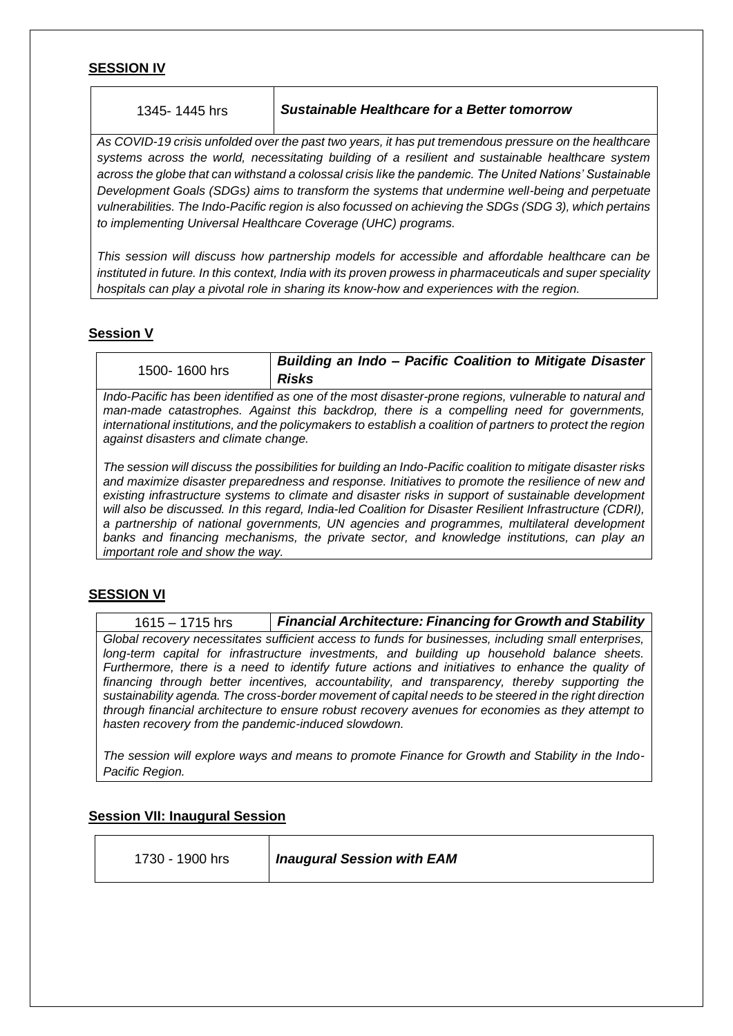## SESSION IV

| 1345- 1445 hrs | ***Sustainable Healthcare for a Better tomorrow*** |
|---|---|

*As COVID-19 crisis unfolded over the past two years, it has put tremendous pressure on the healthcare systems across the world, necessitating building of a resilient and sustainable healthcare system across the globe that can withstand a colossal crisis like the pandemic. The United Nations' Sustainable Development Goals (SDGs) aims to transform the systems that undermine well-being and perpetuate vulnerabilities. The Indo-Pacific region is also focussed on achieving the SDGs (SDG 3), which pertains to implementing Universal Healthcare Coverage (UHC) programs.*

*This session will discuss how partnership models for accessible and affordable healthcare can be instituted in future. In this context, India with its proven prowess in pharmaceuticals and super speciality hospitals can play a pivotal role in sharing its know-how and experiences with the region.*

## Session V

| 1500- 1600 hrs | ***Building an Indo – Pacific Coalition to Mitigate Disaster Risks*** |
|---|---|

*Indo-Pacific has been identified as one of the most disaster-prone regions, vulnerable to natural and man-made catastrophes. Against this backdrop, there is a compelling need for governments, international institutions, and the policymakers to establish a coalition of partners to protect the region against disasters and climate change.*

*The session will discuss the possibilities for building an Indo-Pacific coalition to mitigate disaster risks and maximize disaster preparedness and response. Initiatives to promote the resilience of new and existing infrastructure systems to climate and disaster risks in support of sustainable development will also be discussed. In this regard, India-led Coalition for Disaster Resilient Infrastructure (CDRI), a partnership of national governments, UN agencies and programmes, multilateral development banks and financing mechanisms, the private sector, and knowledge institutions, can play an important role and show the way.*

## SESSION VI

| 1615 – 1715 hrs | ***Financial Architecture: Financing for Growth and Stability*** |
|---|---|

*Global recovery necessitates sufficient access to funds for businesses, including small enterprises, long-term capital for infrastructure investments, and building up household balance sheets. Furthermore, there is a need to identify future actions and initiatives to enhance the quality of financing through better incentives, accountability, and transparency, thereby supporting the sustainability agenda. The cross-border movement of capital needs to be steered in the right direction through financial architecture to ensure robust recovery avenues for economies as they attempt to hasten recovery from the pandemic-induced slowdown.*

*The session will explore ways and means to promote Finance for Growth and Stability in the Indo-Pacific Region.*

## Session VII: Inaugural Session

| 1730 - 1900 hrs | ***Inaugural Session with EAM*** |
|---|---|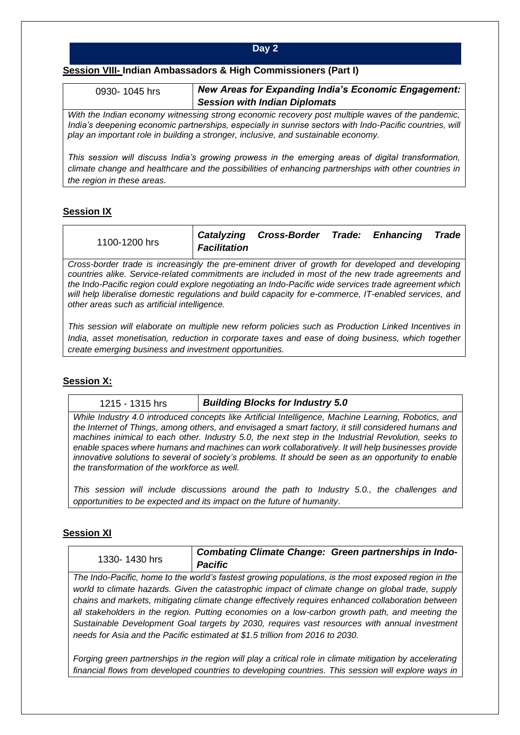## Day 2

### Session VIII- Indian Ambassadors & High Commissioners (Part I)

| 0930- 1045 hrs | ***New Areas for Expanding India's Economic Engagement: Session with Indian Diplomats*** |
|---|---|

*With the Indian economy witnessing strong economic recovery post multiple waves of the pandemic, India's deepening economic partnerships, especially in sunrise sectors with Indo-Pacific countries, will play an important role in building a stronger, inclusive, and sustainable economy.*

*This session will discuss India's growing prowess in the emerging areas of digital transformation, climate change and healthcare and the possibilities of enhancing partnerships with other countries in the region in these areas.*

### Session IX

| 1100-1200 hrs | ***Catalyzing Cross-Border Trade: Enhancing Trade Facilitation*** |
|---|---|

*Cross-border trade is increasingly the pre-eminent driver of growth for developed and developing countries alike. Service-related commitments are included in most of the new trade agreements and the Indo-Pacific region could explore negotiating an Indo-Pacific wide services trade agreement which will help liberalise domestic regulations and build capacity for e-commerce, IT-enabled services, and other areas such as artificial intelligence.*

*This session will elaborate on multiple new reform policies such as Production Linked Incentives in India, asset monetisation, reduction in corporate taxes and ease of doing business, which together create emerging business and investment opportunities.*

### Session X:

| 1215 - 1315 hrs | ***Building Blocks for Industry 5.0*** |
|---|---|

*While Industry 4.0 introduced concepts like Artificial Intelligence, Machine Learning, Robotics, and the Internet of Things, among others, and envisaged a smart factory, it still considered humans and machines inimical to each other. Industry 5.0, the next step in the Industrial Revolution, seeks to enable spaces where humans and machines can work collaboratively. It will help businesses provide innovative solutions to several of society's problems. It should be seen as an opportunity to enable the transformation of the workforce as well.*

*This session will include discussions around the path to Industry 5.0., the challenges and opportunities to be expected and its impact on the future of humanity.*

### Session XI

| 1330- 1430 hrs | ***Combating Climate Change: Green partnerships in Indo-Pacific*** |
|---|---|

*The Indo-Pacific, home to the world's fastest growing populations, is the most exposed region in the world to climate hazards. Given the catastrophic impact of climate change on global trade, supply chains and markets, mitigating climate change effectively requires enhanced collaboration between all stakeholders in the region. Putting economies on a low-carbon growth path, and meeting the Sustainable Development Goal targets by 2030, requires vast resources with annual investment needs for Asia and the Pacific estimated at $1.5 trillion from 2016 to 2030.*

*Forging green partnerships in the region will play a critical role in climate mitigation by accelerating financial flows from developed countries to developing countries. This session will explore ways in*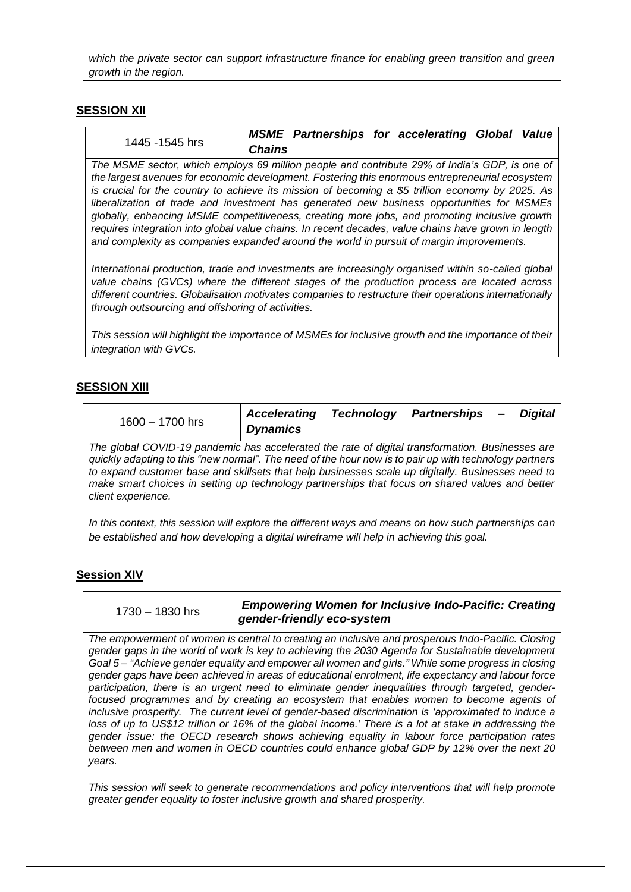*which the private sector can support infrastructure finance for enabling green transition and green growth in the region.*

## SESSION XII

| 1445 -1545 hrs | ***MSME Partnerships for accelerating Global Value Chains*** |
|---|---|

*The MSME sector, which employs 69 million people and contribute 29% of India's GDP, is one of the largest avenues for economic development. Fostering this enormous entrepreneurial ecosystem is crucial for the country to achieve its mission of becoming a $5 trillion economy by 2025. As liberalization of trade and investment has generated new business opportunities for MSMEs globally, enhancing MSME competitiveness, creating more jobs, and promoting inclusive growth requires integration into global value chains. In recent decades, value chains have grown in length and complexity as companies expanded around the world in pursuit of margin improvements.*

*International production, trade and investments are increasingly organised within so-called global value chains (GVCs) where the different stages of the production process are located across different countries. Globalisation motivates companies to restructure their operations internationally through outsourcing and offshoring of activities.*

*This session will highlight the importance of MSMEs for inclusive growth and the importance of their integration with GVCs.*

## SESSION XIII

| 1600 – 1700 hrs | ***Accelerating Technology Partnerships – Digital Dynamics*** |
|---|---|

*The global COVID-19 pandemic has accelerated the rate of digital transformation. Businesses are quickly adapting to this "new normal". The need of the hour now is to pair up with technology partners to expand customer base and skillsets that help businesses scale up digitally. Businesses need to make smart choices in setting up technology partnerships that focus on shared values and better client experience.*

*In this context, this session will explore the different ways and means on how such partnerships can be established and how developing a digital wireframe will help in achieving this goal.*

## Session XIV

| 1730 – 1830 hrs | ***Empowering Women for Inclusive Indo-Pacific: Creating gender-friendly eco-system*** |
|---|---|

*The empowerment of women is central to creating an inclusive and prosperous Indo-Pacific. Closing gender gaps in the world of work is key to achieving the 2030 Agenda for Sustainable development Goal 5 – "Achieve gender equality and empower all women and girls." While some progress in closing gender gaps have been achieved in areas of educational enrolment, life expectancy and labour force participation, there is an urgent need to eliminate gender inequalities through targeted, gender-focused programmes and by creating an ecosystem that enables women to become agents of inclusive prosperity. The current level of gender-based discrimination is 'approximated to induce a loss of up to US$12 trillion or 16% of the global income.' There is a lot at stake in addressing the gender issue: the OECD research shows achieving equality in labour force participation rates between men and women in OECD countries could enhance global GDP by 12% over the next 20 years.*

*This session will seek to generate recommendations and policy interventions that will help promote greater gender equality to foster inclusive growth and shared prosperity.*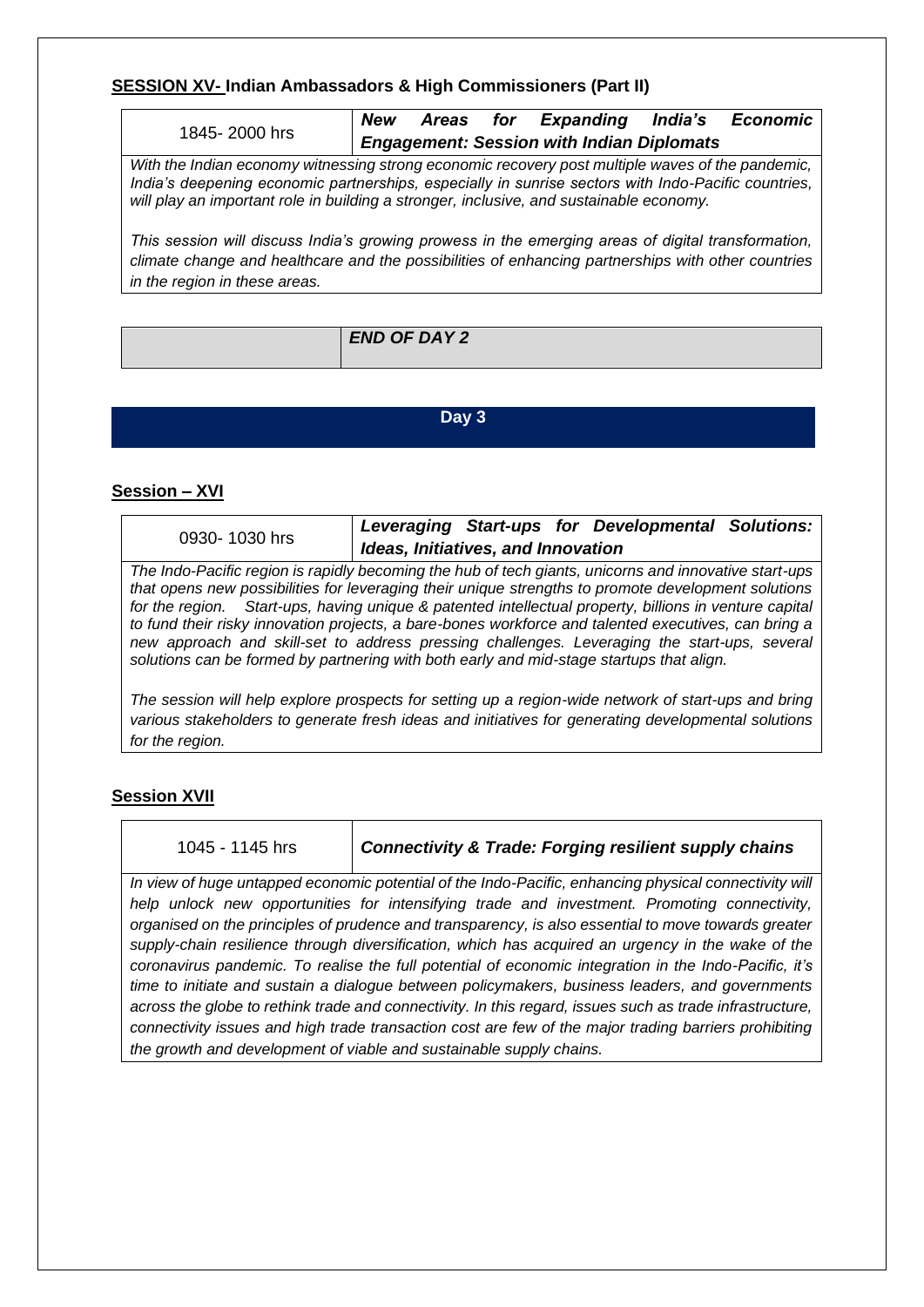## SESSION XV- Indian Ambassadors & High Commissioners (Part II)

| 1845- 2000 hrs | ***New Areas for Expanding India's Economic Engagement: Session with Indian Diplomats*** |
|---|---|

*With the Indian economy witnessing strong economic recovery post multiple waves of the pandemic, India's deepening economic partnerships, especially in sunrise sectors with Indo-Pacific countries, will play an important role in building a stronger, inclusive, and sustainable economy.*

*This session will discuss India's growing prowess in the emerging areas of digital transformation, climate change and healthcare and the possibilities of enhancing partnerships with other countries in the region in these areas.*

| | ***END OF DAY 2*** |
|---|---|

# Day 3

## Session – XVI

| 0930- 1030 hrs | ***Leveraging Start-ups for Developmental Solutions: Ideas, Initiatives, and Innovation*** |
|---|---|

*The Indo-Pacific region is rapidly becoming the hub of tech giants, unicorns and innovative start-ups that opens new possibilities for leveraging their unique strengths to promote development solutions for the region. Start-ups, having unique & patented intellectual property, billions in venture capital to fund their risky innovation projects, a bare-bones workforce and talented executives, can bring a new approach and skill-set to address pressing challenges. Leveraging the start-ups, several solutions can be formed by partnering with both early and mid-stage startups that align.*

*The session will help explore prospects for setting up a region-wide network of start-ups and bring various stakeholders to generate fresh ideas and initiatives for generating developmental solutions for the region.*

## Session XVII

| 1045 - 1145 hrs | ***Connectivity & Trade: Forging resilient supply chains*** |
|---|---|

*In view of huge untapped economic potential of the Indo-Pacific, enhancing physical connectivity will help unlock new opportunities for intensifying trade and investment. Promoting connectivity, organised on the principles of prudence and transparency, is also essential to move towards greater supply-chain resilience through diversification, which has acquired an urgency in the wake of the coronavirus pandemic. To realise the full potential of economic integration in the Indo-Pacific, it's time to initiate and sustain a dialogue between policymakers, business leaders, and governments across the globe to rethink trade and connectivity. In this regard, issues such as trade infrastructure, connectivity issues and high trade transaction cost are few of the major trading barriers prohibiting the growth and development of viable and sustainable supply chains.*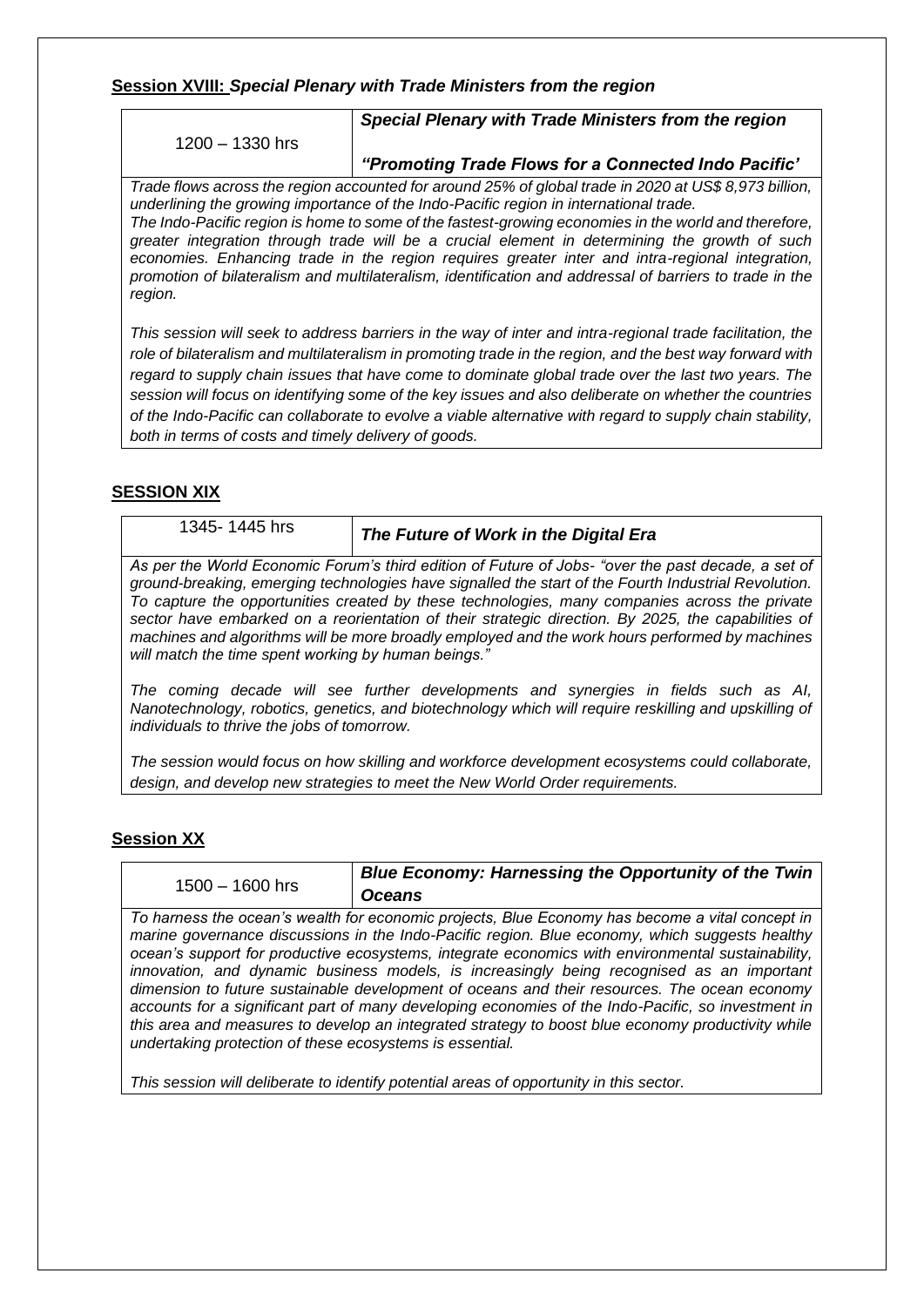**Session XVIII:** ***Special Plenary with Trade Ministers from the region***

| 1200 – 1330 hrs | ***Special Plenary with Trade Ministers from the region*** <br><br> ***"Promoting Trade Flows for a Connected Indo Pacific'*** |
|---|---|

*Trade flows across the region accounted for around 25% of global trade in 2020 at US$ 8,973 billion, underlining the growing importance of the Indo-Pacific region in international trade.*
*The Indo-Pacific region is home to some of the fastest-growing economies in the world and therefore, greater integration through trade will be a crucial element in determining the growth of such economies. Enhancing trade in the region requires greater inter and intra-regional integration, promotion of bilateralism and multilateralism, identification and addressal of barriers to trade in the region.*

*This session will seek to address barriers in the way of inter and intra-regional trade facilitation, the role of bilateralism and multilateralism in promoting trade in the region, and the best way forward with regard to supply chain issues that have come to dominate global trade over the last two years. The session will focus on identifying some of the key issues and also deliberate on whether the countries of the Indo-Pacific can collaborate to evolve a viable alternative with regard to supply chain stability, both in terms of costs and timely delivery of goods.*

**SESSION XIX**

| 1345- 1445 hrs | ***The Future of Work in the Digital Era*** |
|---|---|

*As per the World Economic Forum's third edition of Future of Jobs- "over the past decade, a set of ground-breaking, emerging technologies have signalled the start of the Fourth Industrial Revolution. To capture the opportunities created by these technologies, many companies across the private sector have embarked on a reorientation of their strategic direction. By 2025, the capabilities of machines and algorithms will be more broadly employed and the work hours performed by machines will match the time spent working by human beings."*

*The coming decade will see further developments and synergies in fields such as AI, Nanotechnology, robotics, genetics, and biotechnology which will require reskilling and upskilling of individuals to thrive the jobs of tomorrow.*

*The session would focus on how skilling and workforce development ecosystems could collaborate, design, and develop new strategies to meet the New World Order requirements.*

**Session XX**

| 1500 – 1600 hrs | ***Blue Economy: Harnessing the Opportunity of the Twin Oceans*** |
|---|---|

*To harness the ocean's wealth for economic projects, Blue Economy has become a vital concept in marine governance discussions in the Indo-Pacific region. Blue economy, which suggests healthy ocean's support for productive ecosystems, integrate economics with environmental sustainability, innovation, and dynamic business models, is increasingly being recognised as an important dimension to future sustainable development of oceans and their resources. The ocean economy accounts for a significant part of many developing economies of the Indo-Pacific, so investment in this area and measures to develop an integrated strategy to boost blue economy productivity while undertaking protection of these ecosystems is essential.*

*This session will deliberate to identify potential areas of opportunity in this sector.*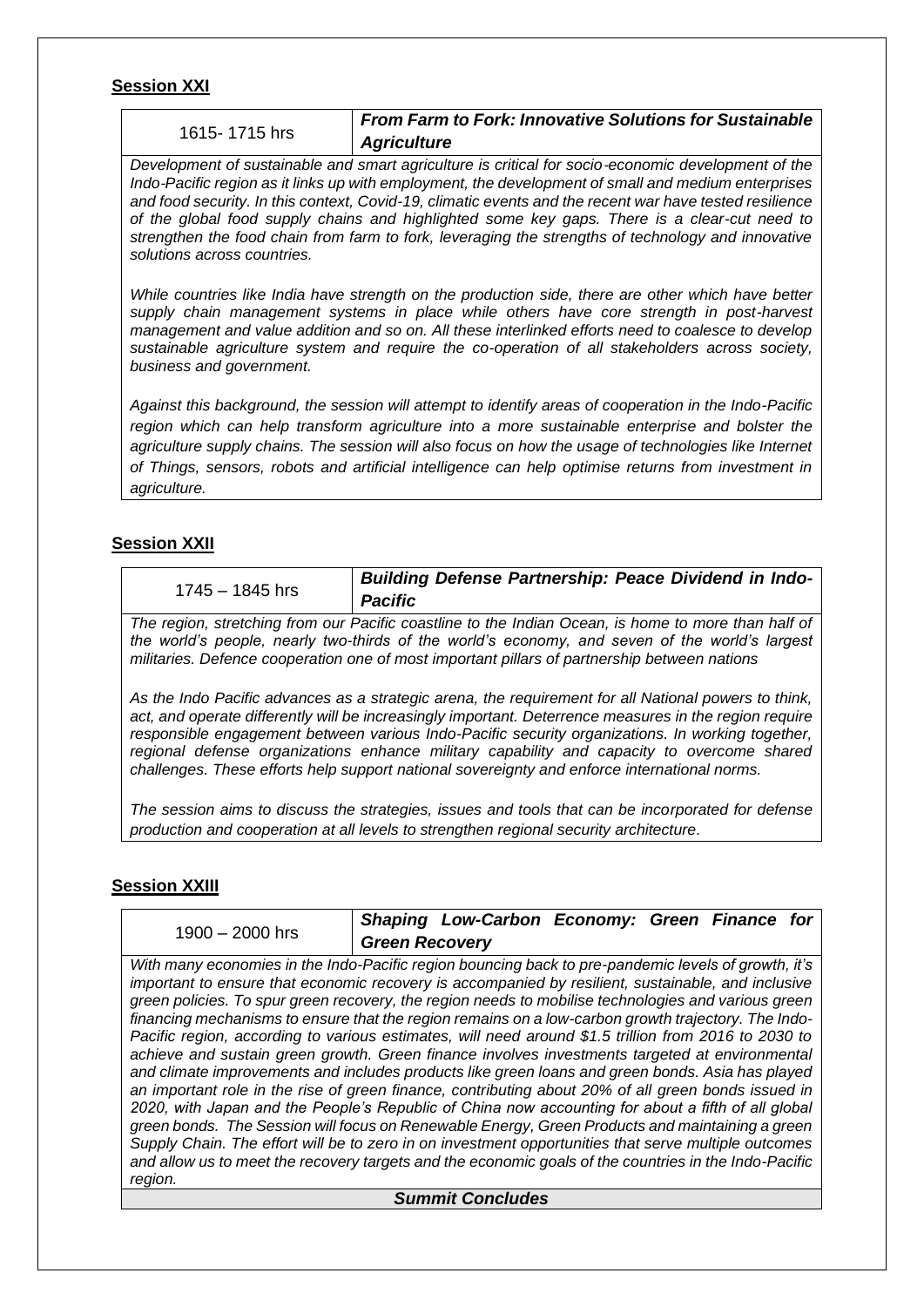## Session XXI

| 1615- 1715 hrs | ***From Farm to Fork: Innovative Solutions for Sustainable Agriculture*** |
|---|---|

*Development of sustainable and smart agriculture is critical for socio-economic development of the Indo-Pacific region as it links up with employment, the development of small and medium enterprises and food security. In this context, Covid-19, climatic events and the recent war have tested resilience of the global food supply chains and highlighted some key gaps. There is a clear-cut need to strengthen the food chain from farm to fork, leveraging the strengths of technology and innovative solutions across countries.*

*While countries like India have strength on the production side, there are other which have better supply chain management systems in place while others have core strength in post-harvest management and value addition and so on. All these interlinked efforts need to coalesce to develop sustainable agriculture system and require the co-operation of all stakeholders across society, business and government.*

*Against this background, the session will attempt to identify areas of cooperation in the Indo-Pacific region which can help transform agriculture into a more sustainable enterprise and bolster the agriculture supply chains. The session will also focus on how the usage of technologies like Internet of Things, sensors, robots and artificial intelligence can help optimise returns from investment in agriculture.*

## Session XXII

| 1745 – 1845 hrs | ***Building Defense Partnership: Peace Dividend in Indo-Pacific*** |
|---|---|

*The region, stretching from our Pacific coastline to the Indian Ocean, is home to more than half of the world's people, nearly two-thirds of the world's economy, and seven of the world's largest militaries. Defence cooperation one of most important pillars of partnership between nations*

*As the Indo Pacific advances as a strategic arena, the requirement for all National powers to think, act, and operate differently will be increasingly important. Deterrence measures in the region require responsible engagement between various Indo-Pacific security organizations. In working together, regional defense organizations enhance military capability and capacity to overcome shared challenges. These efforts help support national sovereignty and enforce international norms.*

*The session aims to discuss the strategies, issues and tools that can be incorporated for defense production and cooperation at all levels to strengthen regional security architecture.*

## Session XXIII

| 1900 – 2000 hrs | ***Shaping Low-Carbon Economy: Green Finance for Green Recovery*** |
|---|---|

*With many economies in the Indo-Pacific region bouncing back to pre-pandemic levels of growth, it's important to ensure that economic recovery is accompanied by resilient, sustainable, and inclusive green policies. To spur green recovery, the region needs to mobilise technologies and various green financing mechanisms to ensure that the region remains on a low-carbon growth trajectory. The Indo-Pacific region, according to various estimates, will need around $1.5 trillion from 2016 to 2030 to achieve and sustain green growth. Green finance involves investments targeted at environmental and climate improvements and includes products like green loans and green bonds. Asia has played an important role in the rise of green finance, contributing about 20% of all green bonds issued in 2020, with Japan and the People's Republic of China now accounting for about a fifth of all global green bonds. The Session will focus on Renewable Energy, Green Products and maintaining a green Supply Chain. The effort will be to zero in on investment opportunities that serve multiple outcomes and allow us to meet the recovery targets and the economic goals of the countries in the Indo-Pacific region.*

***Summit Concludes***